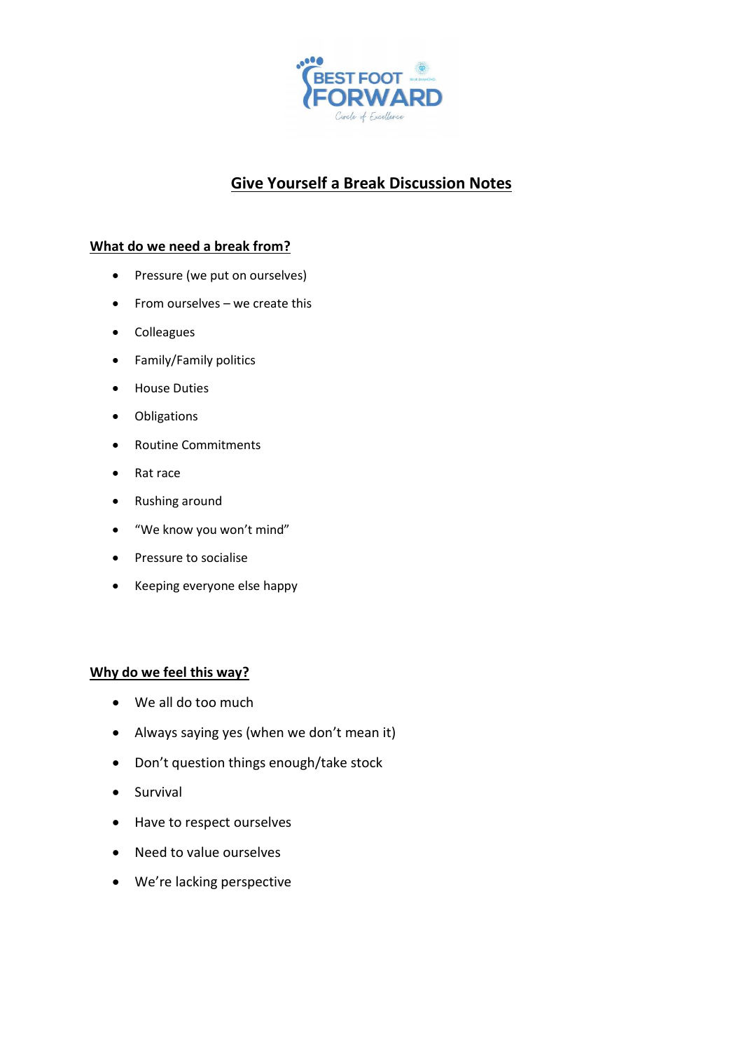# Give Yourself a Break Discussion Notes

## What do we need a break from?

- Pressure (we put on ourselves)
- From ourselves – we create this
- Colleagues
- Family/Family politics
- House Duties
- Obligations
- Routine Commitments
- Rat race
- Rushing around
- "We know you won't mind"
- Pressure to socialise
- Keeping everyone else happy

## Why do we feel this way?

- We all do too much
- Always saying yes (when we don't mean it)
- Don't question things enough/take stock
- Survival
- Have to respect ourselves
- Need to value ourselves
- We're lacking perspective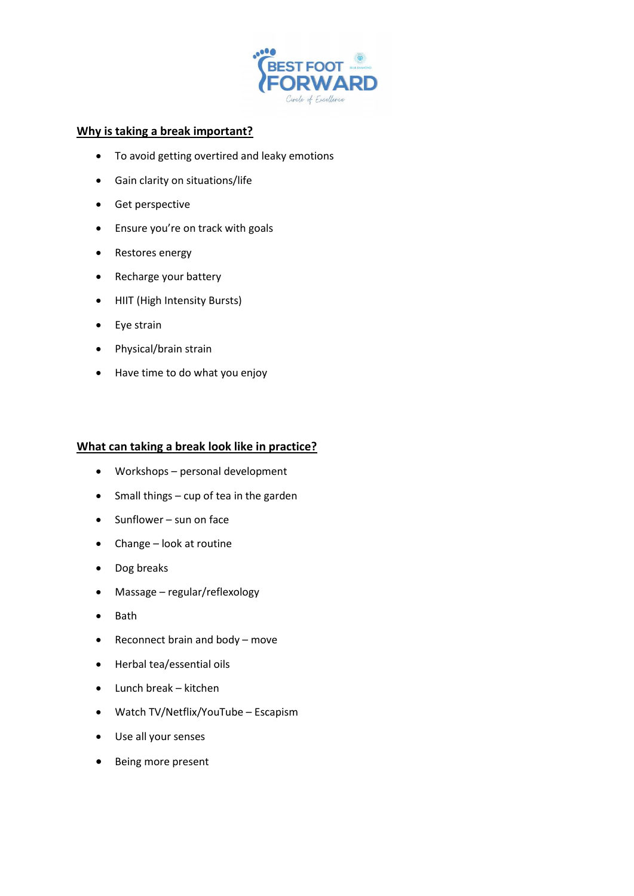## Why is taking a break important?

- To avoid getting overtired and leaky emotions
- Gain clarity on situations/life
- Get perspective
- Ensure you're on track with goals
- Restores energy
- Recharge your battery
- HIIT (High Intensity Bursts)
- Eye strain
- Physical/brain strain
- Have time to do what you enjoy

## What can taking a break look like in practice?

- Workshops – personal development
- Small things – cup of tea in the garden
- Sunflower – sun on face
- Change – look at routine
- Dog breaks
- Massage – regular/reflexology
- Bath
- Reconnect brain and body – move
- Herbal tea/essential oils
- Lunch break – kitchen
- Watch TV/Netflix/YouTube – Escapism
- Use all your senses
- Being more present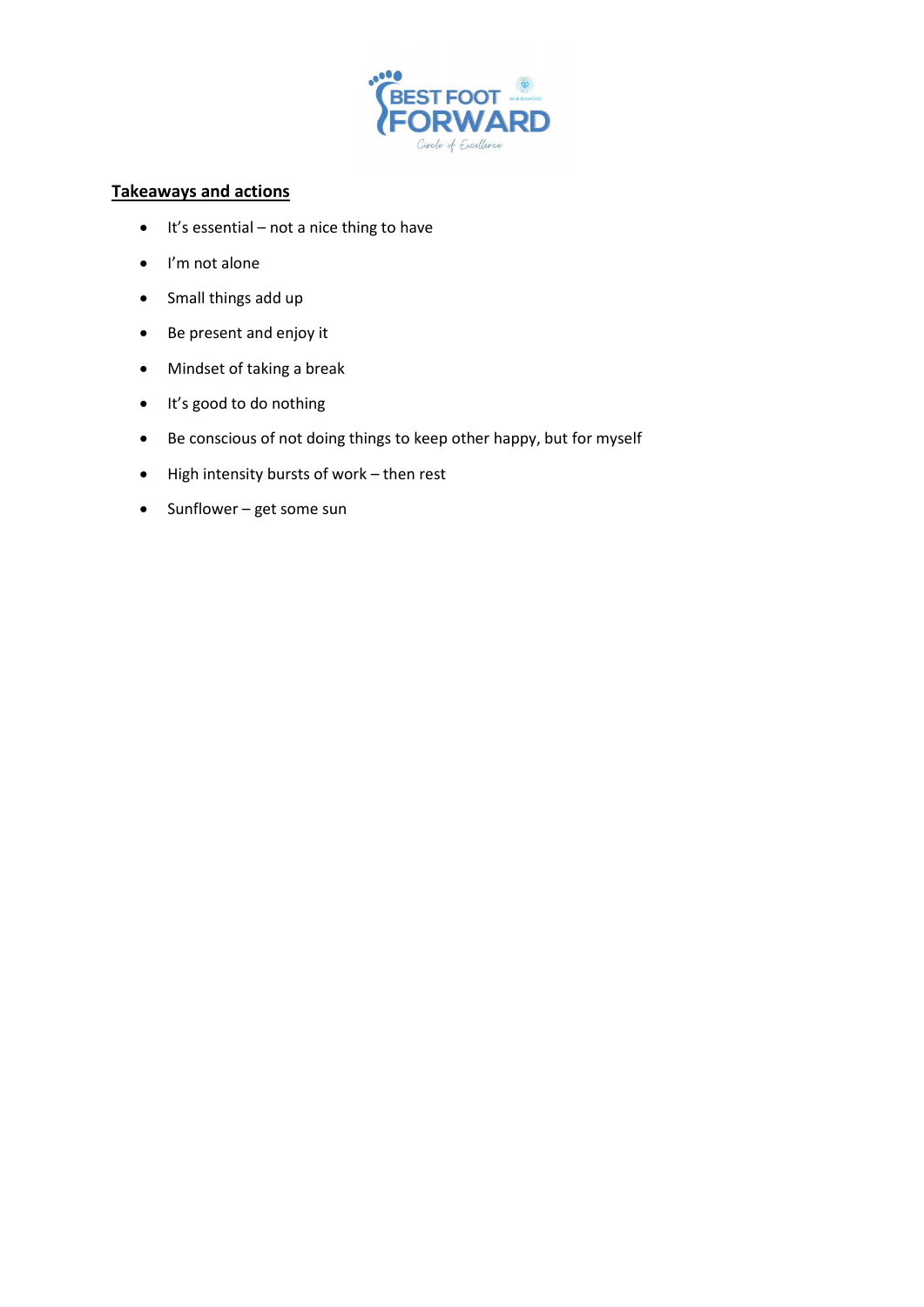## Takeaways and actions

- It's essential – not a nice thing to have
- I'm not alone
- Small things add up
- Be present and enjoy it
- Mindset of taking a break
- It's good to do nothing
- Be conscious of not doing things to keep other happy, but for myself
- High intensity bursts of work – then rest
- Sunflower – get some sun